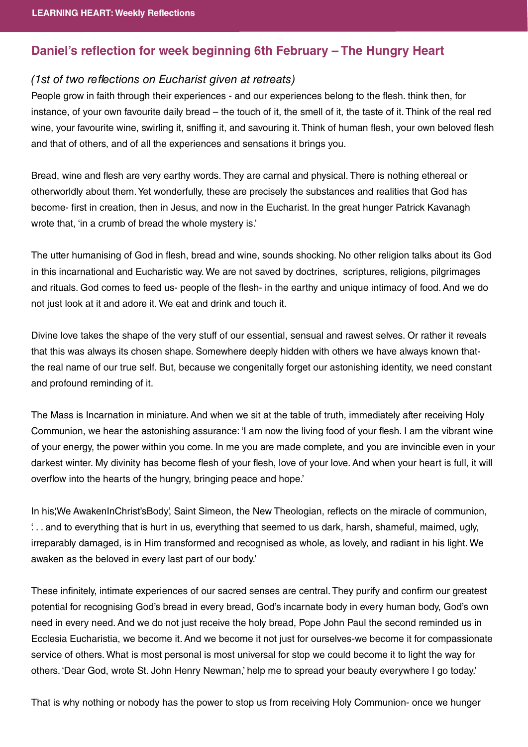## Daniel's reflection for week beginning 6th February – The Hungry Heart

*(1st of two reflections on Eucharist given at retreats)*

People grow in faith through their experiences - and our experiences belong to the flesh. think then, for instance, of your own favourite daily bread – the touch of it, the smell of it, the taste of it. Think of the real red wine, your favourite wine, swirling it, sniffing it, and savouring it. Think of human flesh, your own beloved flesh and that of others, and of all the experiences and sensations it brings you.

Bread, wine and flesh are very earthy words. They are carnal and physical. There is nothing ethereal or otherworldly about them. Yet wonderfully, these are precisely the substances and realities that God has become- first in creation, then in Jesus, and now in the Eucharist. In the great hunger Patrick Kavanagh wrote that, 'in a crumb of bread the whole mystery is.'

The utter humanising of God in flesh, bread and wine, sounds shocking. No other religion talks about its God in this incarnational and Eucharistic way. We are not saved by doctrines, scriptures, religions, pilgrimages and rituals. God comes to feed us- people of the flesh- in the earthy and unique intimacy of food. And we do not just look at it and adore it. We eat and drink and touch it.

Divine love takes the shape of the very stuff of our essential, sensual and rawest selves. Or rather it reveals that this was always its chosen shape. Somewhere deeply hidden with others we have always known that- the real name of our true self. But, because we congenitally forget our astonishing identity, we need constant and profound reminding of it.

The Mass is Incarnation in miniature. And when we sit at the table of truth, immediately after receiving Holy Communion, we hear the astonishing assurance: 'I am now the living food of your flesh. I am the vibrant wine of your energy, the power within you come. In me you are made complete, and you are invincible even in your darkest winter. My divinity has become flesh of your flesh, love of your love. And when your heart is full, it will overflow into the hearts of the hungry, bringing peace and hope.'

In his;'We AwakenInChrist'sBody', Saint Simeon, the New Theologian, reflects on the miracle of communion, '. . . and to everything that is hurt in us, everything that seemed to us dark, harsh, shameful, maimed, ugly, irreparably damaged, is in Him transformed and recognised as whole, as lovely, and radiant in his light. We awaken as the beloved in every last part of our body.'

These infinitely, intimate experiences of our sacred senses are central. They purify and confirm our greatest potential for recognising God's bread in every bread, God's incarnate body in every human body, God's own need in every need. And we do not just receive the holy bread, Pope John Paul the second reminded us in Ecclesia Eucharistia, we become it. And we become it not just for ourselves-we become it for compassionate service of others. What is most personal is most universal for stop we could become it to light the way for others. 'Dear God, wrote St. John Henry Newman,' help me to spread your beauty everywhere I go today.'

That is why nothing or nobody has the power to stop us from receiving Holy Communion- once we hunger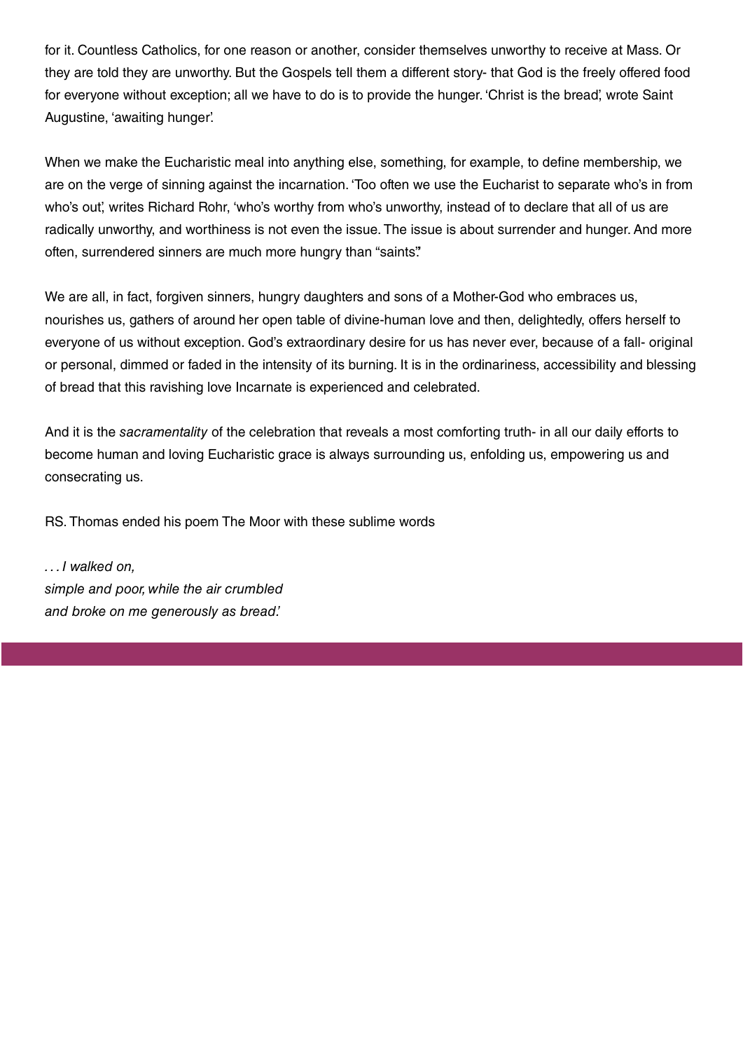for it. Countless Catholics, for one reason or another, consider themselves unworthy to receive at Mass. Or they are told they are unworthy. But the Gospels tell them a different story- that God is the freely offered food for everyone without exception; all we have to do is to provide the hunger. 'Christ is the bread', wrote Saint Augustine, 'awaiting hunger'.

When we make the Eucharistic meal into anything else, something, for example, to define membership, we are on the verge of sinning against the incarnation. 'Too often we use the Eucharist to separate who's in from who's out', writes Richard Rohr, 'who's worthy from who's unworthy, instead of to declare that all of us are radically unworthy, and worthiness is not even the issue. The issue is about surrender and hunger. And more often, surrendered sinners are much more hungry than "saints".'

We are all, in fact, forgiven sinners, hungry daughters and sons of a Mother-God who embraces us, nourishes us, gathers of around her open table of divine-human love and then, delightedly, offers herself to everyone of us without exception. God's extraordinary desire for us has never ever, because of a fall- original or personal, dimmed or faded in the intensity of its burning. It is in the ordinariness, accessibility and blessing of bread that this ravishing love Incarnate is experienced and celebrated.

And it is the *sacramentality* of the celebration that reveals a most comforting truth- in all our daily efforts to become human and loving Eucharistic grace is always surrounding us, enfolding us, empowering us and consecrating us.

RS. Thomas ended his poem The Moor with these sublime words

*. . . I walked on,*
*simple and poor, while the air crumbled*
*and broke on me generously as bread.'*